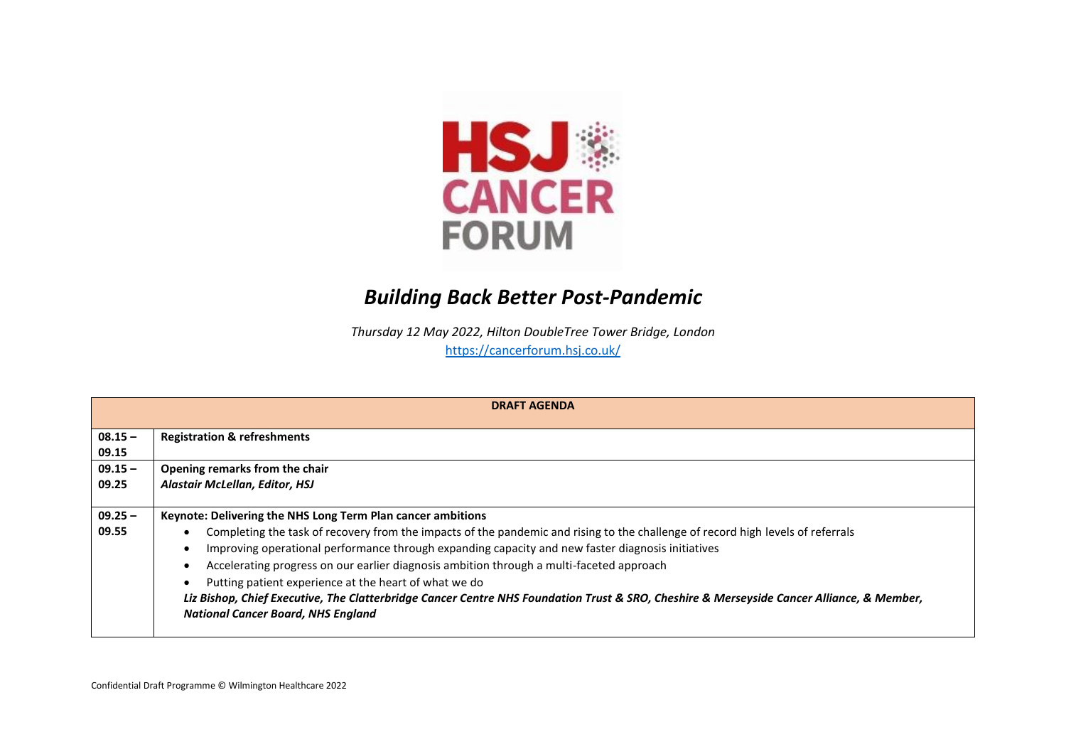HSJ CANCER FORUM

# *Building Back Better Post-Pandemic*

*Thursday 12 May 2022, Hilton DoubleTree Tower Bridge, London*
https://cancerforum.hsj.co.uk/

| **DRAFT AGENDA** | |
|---|---|
| **08.15 – 09.15** | **Registration & refreshments** |
| **09.15 – 09.25** | **Opening remarks from the chair**<br>***Alastair McLellan, Editor, HSJ*** |
| **09.25 – 09.55** | **Keynote: Delivering the NHS Long Term Plan cancer ambitions**<br>• Completing the task of recovery from the impacts of the pandemic and rising to the challenge of record high levels of referrals<br>• Improving operational performance through expanding capacity and new faster diagnosis initiatives<br>• Accelerating progress on our earlier diagnosis ambition through a multi-faceted approach<br>• Putting patient experience at the heart of what we do<br>***Liz Bishop, Chief Executive, The Clatterbridge Cancer Centre NHS Foundation Trust & SRO, Cheshire & Merseyside Cancer Alliance, & Member, National Cancer Board, NHS England*** |

Confidential Draft Programme © Wilmington Healthcare 2022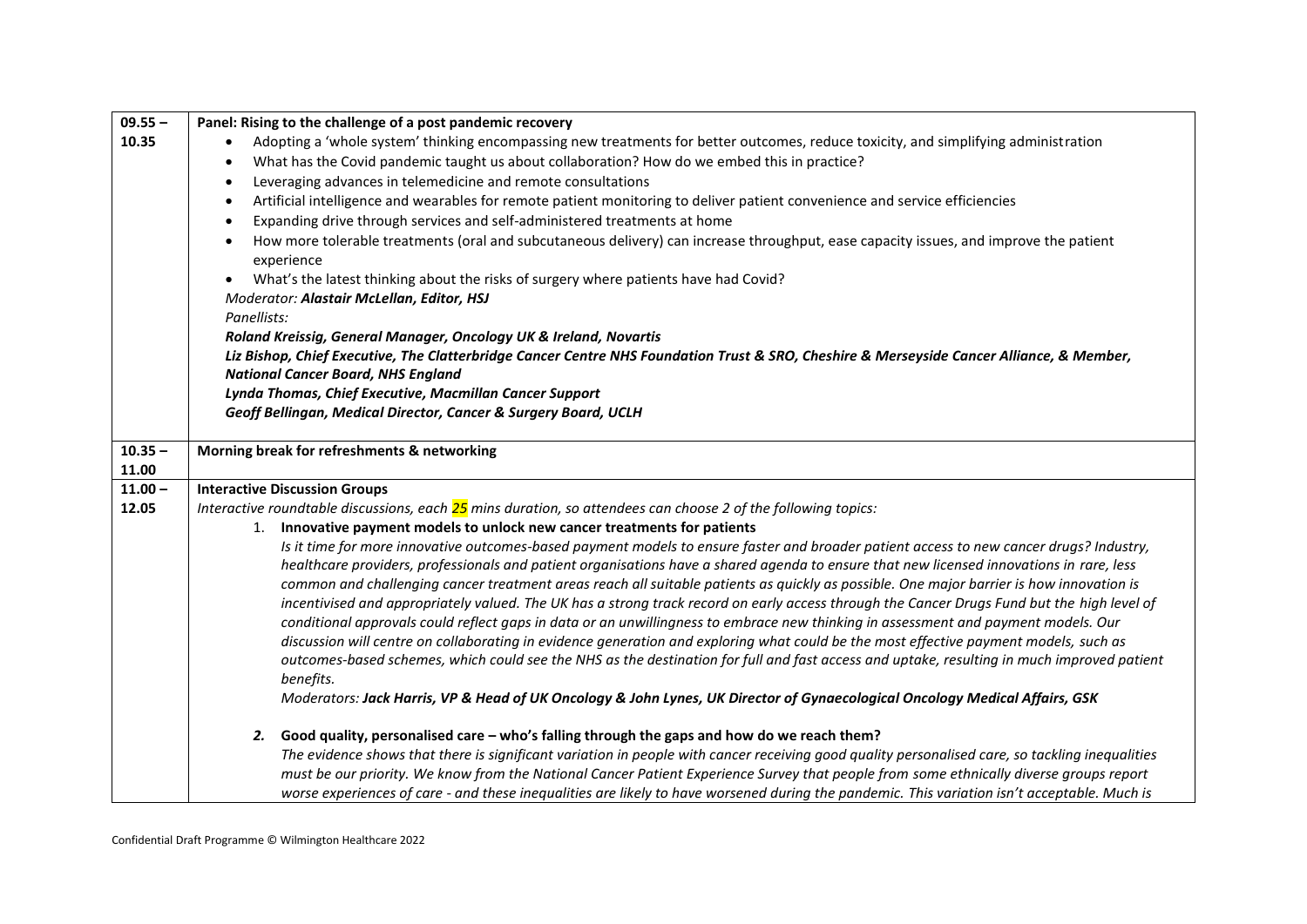| | |
|---|---|
| 09.55 – 10.35 | **Panel: Rising to the challenge of a post pandemic recovery**<br>• Adopting a 'whole system' thinking encompassing new treatments for better outcomes, reduce toxicity, and simplifying administration<br>• What has the Covid pandemic taught us about collaboration? How do we embed this in practice?<br>• Leveraging advances in telemedicine and remote consultations<br>• Artificial intelligence and wearables for remote patient monitoring to deliver patient convenience and service efficiencies<br>• Expanding drive through services and self-administered treatments at home<br>• How more tolerable treatments (oral and subcutaneous delivery) can increase throughput, ease capacity issues, and improve the patient experience<br>• What's the latest thinking about the risks of surgery where patients have had Covid?<br>*Moderator:* ***Alastair McLellan, Editor, HSJ***<br>*Panellists:*<br>***Roland Kreissig, General Manager, Oncology UK & Ireland, Novartis***<br>***Liz Bishop, Chief Executive, The Clatterbridge Cancer Centre NHS Foundation Trust & SRO, Cheshire & Merseyside Cancer Alliance, & Member, National Cancer Board, NHS England***<br>***Lynda Thomas, Chief Executive, Macmillan Cancer Support***<br>***Geoff Bellingan, Medical Director, Cancer & Surgery Board, UCLH*** |
| 10.35 – 11.00 | **Morning break for refreshments & networking** |
| 11.00 – 12.05 | **Interactive Discussion Groups**<br>*Interactive roundtable discussions, each 25 mins duration, so attendees can choose 2 of the following topics:*<br>1. **Innovative payment models to unlock new cancer treatments for patients**<br>*Is it time for more innovative outcomes-based payment models to ensure faster and broader patient access to new cancer drugs? Industry, healthcare providers, professionals and patient organisations have a shared agenda to ensure that new licensed innovations in rare, less common and challenging cancer treatment areas reach all suitable patients as quickly as possible. One major barrier is how innovation is incentivised and appropriately valued. The UK has a strong track record on early access through the Cancer Drugs Fund but the high level of conditional approvals could reflect gaps in data or an unwillingness to embrace new thinking in assessment and payment models. Our discussion will centre on collaborating in evidence generation and exploring what could be the most effective payment models, such as outcomes-based schemes, which could see the NHS as the destination for full and fast access and uptake, resulting in much improved patient benefits.*<br>*Moderators:* ***Jack Harris, VP & Head of UK Oncology & John Lynes, UK Director of Gynaecological Oncology Medical Affairs, GSK***<br>2. **Good quality, personalised care – who's falling through the gaps and how do we reach them?**<br>*The evidence shows that there is significant variation in people with cancer receiving good quality personalised care, so tackling inequalities must be our priority. We know from the National Cancer Patient Experience Survey that people from some ethnically diverse groups report worse experiences of care - and these inequalities are likely to have worsened during the pandemic. This variation isn't acceptable. Much is* |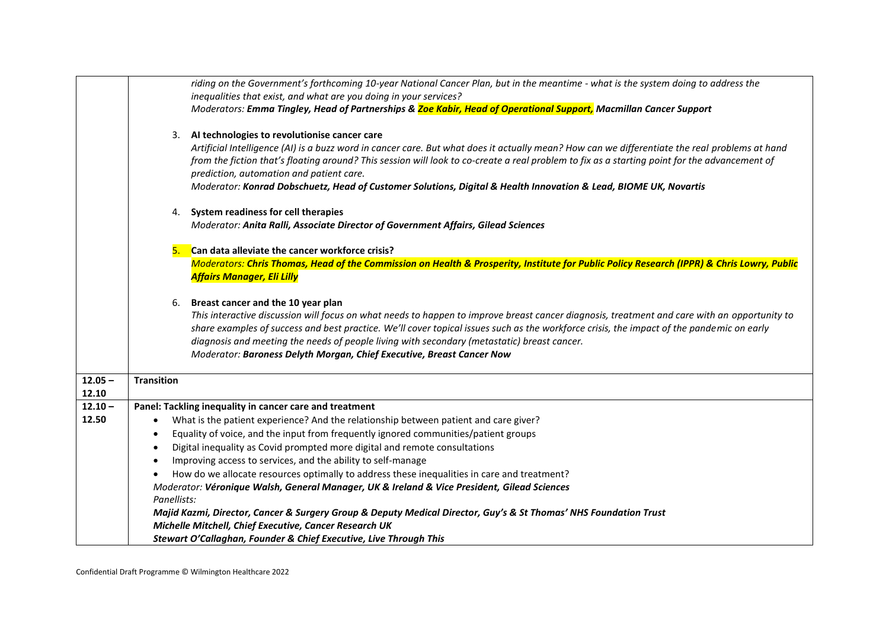| | |
|---|---|
| | *riding on the Government's forthcoming 10-year National Cancer Plan, but in the meantime - what is the system doing to address the inequalities that exist, and what are you doing in your services?*<br>*Moderators: **Emma Tingley, Head of Partnerships & Zoe Kabir, Head of Operational Support, Macmillan Cancer Support***<br><br>3. **AI technologies to revolutionise cancer care**<br>*Artificial Intelligence (AI) is a buzz word in cancer care. But what does it actually mean? How can we differentiate the real problems at hand from the fiction that's floating around? This session will look to co-create a real problem to fix as a starting point for the advancement of prediction, automation and patient care.*<br>*Moderator: **Konrad Dobschuetz, Head of Customer Solutions, Digital & Health Innovation & Lead, BIOME UK, Novartis***<br><br>4. **System readiness for cell therapies**<br>*Moderator: **Anita Ralli, Associate Director of Government Affairs, Gilead Sciences***<br><br>5. **Can data alleviate the cancer workforce crisis?**<br>*Moderators: **Chris Thomas, Head of the Commission on Health & Prosperity, Institute for Public Policy Research (IPPR) & Chris Lowry, Public Affairs Manager, Eli Lilly***<br><br>6. **Breast cancer and the 10 year plan**<br>*This interactive discussion will focus on what needs to happen to improve breast cancer diagnosis, treatment and care with an opportunity to share examples of success and best practice. We'll cover topical issues such as the workforce crisis, the impact of the pandemic on early diagnosis and meeting the needs of people living with secondary (metastatic) breast cancer.*<br>*Moderator: **Baroness Delyth Morgan, Chief Executive, Breast Cancer Now*** |
| **12.05 – 12.10** | **Transition** |
| **12.10 – 12.50** | **Panel: Tackling inequality in cancer care and treatment**<br>• What is the patient experience? And the relationship between patient and care giver?<br>• Equality of voice, and the input from frequently ignored communities/patient groups<br>• Digital inequality as Covid prompted more digital and remote consultations<br>• Improving access to services, and the ability to self-manage<br>• How do we allocate resources optimally to address these inequalities in care and treatment?<br>*Moderator: **Véronique Walsh, General Manager, UK & Ireland & Vice President, Gilead Sciences***<br>*Panellists:*<br>***Majid Kazmi, Director, Cancer & Surgery Group & Deputy Medical Director, Guy's & St Thomas' NHS Foundation Trust***<br>***Michelle Mitchell, Chief Executive, Cancer Research UK***<br>***Stewart O'Callaghan, Founder & Chief Executive, Live Through This*** |

Confidential Draft Programme © Wilmington Healthcare 2022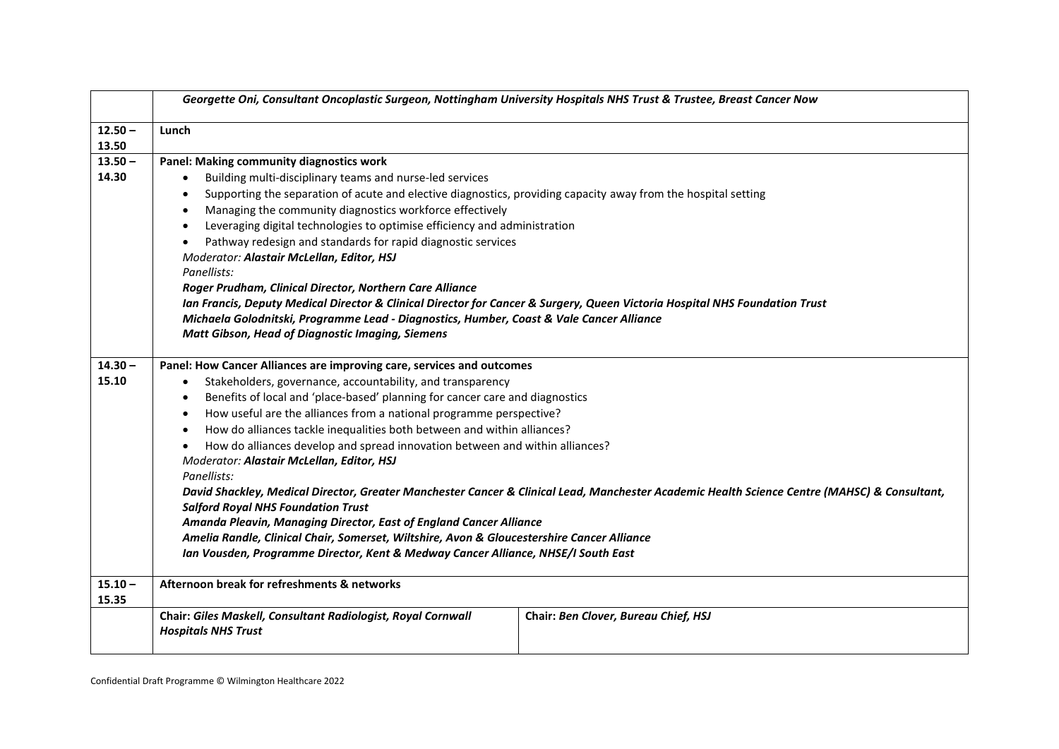| | |
|---|---|
| | ***Georgette Oni, Consultant Oncoplastic Surgeon, Nottingham University Hospitals NHS Trust & Trustee, Breast Cancer Now*** |
| **12.50 – 13.50** | **Lunch** |
| **13.50 – 14.30** | **Panel: Making community diagnostics work**<br>• Building multi-disciplinary teams and nurse-led services<br>• Supporting the separation of acute and elective diagnostics, providing capacity away from the hospital setting<br>• Managing the community diagnostics workforce effectively<br>• Leveraging digital technologies to optimise efficiency and administration<br>• Pathway redesign and standards for rapid diagnostic services<br>*Moderator: **Alastair McLellan, Editor, HSJ***<br>*Panellists:*<br>***Roger Prudham, Clinical Director, Northern Care Alliance***<br>***Ian Francis, Deputy Medical Director & Clinical Director for Cancer & Surgery, Queen Victoria Hospital NHS Foundation Trust***<br>***Michaela Golodnitski, Programme Lead - Diagnostics, Humber, Coast & Vale Cancer Alliance***<br>***Matt Gibson, Head of Diagnostic Imaging, Siemens*** |
| **14.30 – 15.10** | **Panel: How Cancer Alliances are improving care, services and outcomes**<br>• Stakeholders, governance, accountability, and transparency<br>• Benefits of local and 'place-based' planning for cancer care and diagnostics<br>• How useful are the alliances from a national programme perspective?<br>• How do alliances tackle inequalities both between and within alliances?<br>• How do alliances develop and spread innovation between and within alliances?<br>*Moderator: **Alastair McLellan, Editor, HSJ***<br>*Panellists:*<br>***David Shackley, Medical Director, Greater Manchester Cancer & Clinical Lead, Manchester Academic Health Science Centre (MAHSC) & Consultant, Salford Royal NHS Foundation Trust***<br>***Amanda Pleavin, Managing Director, East of England Cancer Alliance***<br>***Amelia Randle, Clinical Chair, Somerset, Wiltshire, Avon & Gloucestershire Cancer Alliance***<br>***Ian Vousden, Programme Director, Kent & Medway Cancer Alliance, NHSE/I South East*** |
| **15.10 – 15.35** | **Afternoon break for refreshments & networks** |
| | **Chair:** ***Giles Maskell, Consultant Radiologist, Royal Cornwall Hospitals NHS Trust*** \| **Chair:** ***Ben Clover, Bureau Chief, HSJ*** |

Confidential Draft Programme © Wilmington Healthcare 2022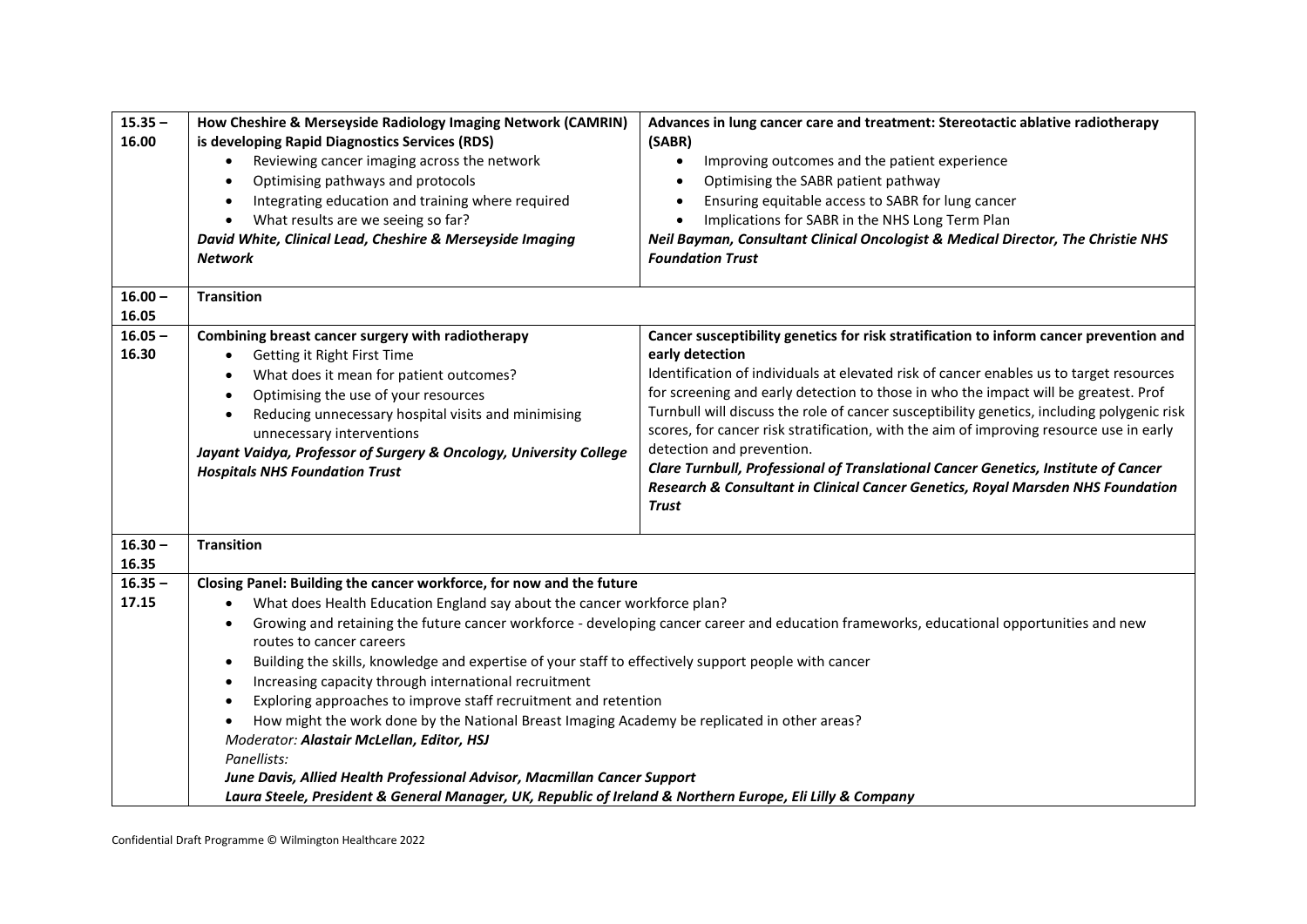| Time | Session | Session |
|---|---|---|
| 15.35 – 16.00 | **How Cheshire & Merseyside Radiology Imaging Network (CAMRIN) is developing Rapid Diagnostics Services (RDS)**<br>• Reviewing cancer imaging across the network<br>• Optimising pathways and protocols<br>• Integrating education and training where required<br>• What results are we seeing so far?<br>***David White, Clinical Lead, Cheshire & Merseyside Imaging Network*** | **Advances in lung cancer care and treatment: Stereotactic ablative radiotherapy (SABR)**<br>• Improving outcomes and the patient experience<br>• Optimising the SABR patient pathway<br>• Ensuring equitable access to SABR for lung cancer<br>• Implications for SABR in the NHS Long Term Plan<br>***Neil Bayman, Consultant Clinical Oncologist & Medical Director, The Christie NHS Foundation Trust*** |
| 16.00 – 16.05 | **Transition** | |
| 16.05 – 16.30 | **Combining breast cancer surgery with radiotherapy**<br>• Getting it Right First Time<br>• What does it mean for patient outcomes?<br>• Optimising the use of your resources<br>• Reducing unnecessary hospital visits and minimising unnecessary interventions<br>***Jayant Vaidya, Professor of Surgery & Oncology, University College Hospitals NHS Foundation Trust*** | **Cancer susceptibility genetics for risk stratification to inform cancer prevention and early detection**<br>Identification of individuals at elevated risk of cancer enables us to target resources for screening and early detection to those in who the impact will be greatest. Prof Turnbull will discuss the role of cancer susceptibility genetics, including polygenic risk scores, for cancer risk stratification, with the aim of improving resource use in early detection and prevention.<br>***Clare Turnbull, Professional of Translational Cancer Genetics, Institute of Cancer Research & Consultant in Clinical Cancer Genetics, Royal Marsden NHS Foundation Trust*** |
| 16.30 – 16.35 | **Transition** | |
| 16.35 – 17.15 | **Closing Panel: Building the cancer workforce, for now and the future**<br>• What does Health Education England say about the cancer workforce plan?<br>• Growing and retaining the future cancer workforce - developing cancer career and education frameworks, educational opportunities and new routes to cancer careers<br>• Building the skills, knowledge and expertise of your staff to effectively support people with cancer<br>• Increasing capacity through international recruitment<br>• Exploring approaches to improve staff recruitment and retention<br>• How might the work done by the National Breast Imaging Academy be replicated in other areas?<br>*Moderator:* ***Alastair McLellan, Editor, HSJ***<br>*Panellists:*<br>***June Davis, Allied Health Professional Advisor, Macmillan Cancer Support***<br>***Laura Steele, President & General Manager, UK, Republic of Ireland & Northern Europe, Eli Lilly & Company*** | |

Confidential Draft Programme © Wilmington Healthcare 2022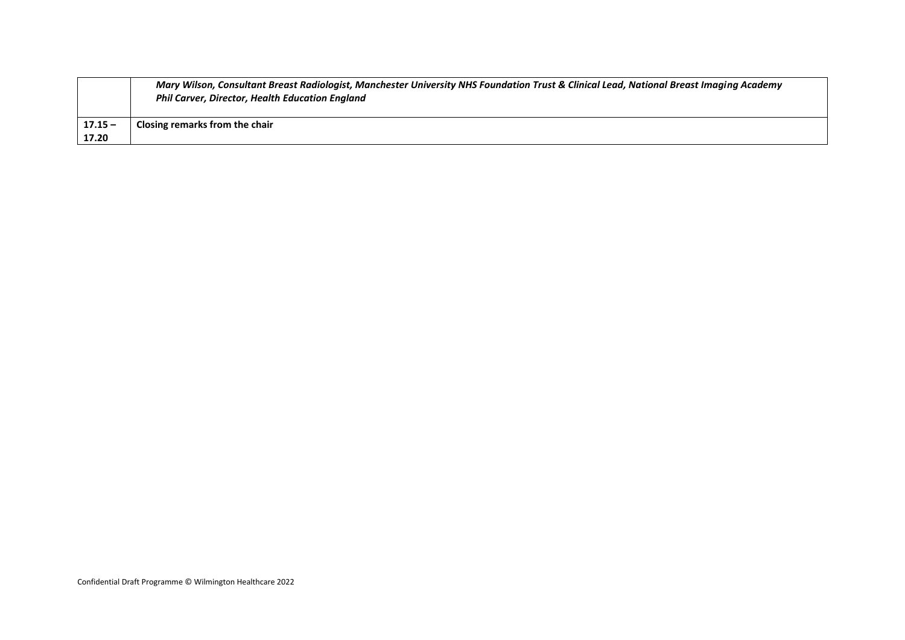| | |
|---|---|
| | ***Mary Wilson, Consultant Breast Radiologist, Manchester University NHS Foundation Trust & Clinical Lead, National Breast Imaging Academy*** ***Phil Carver, Director, Health Education England*** |
| **17.15 – 17.20** | **Closing remarks from the chair** |

Confidential Draft Programme © Wilmington Healthcare 2022